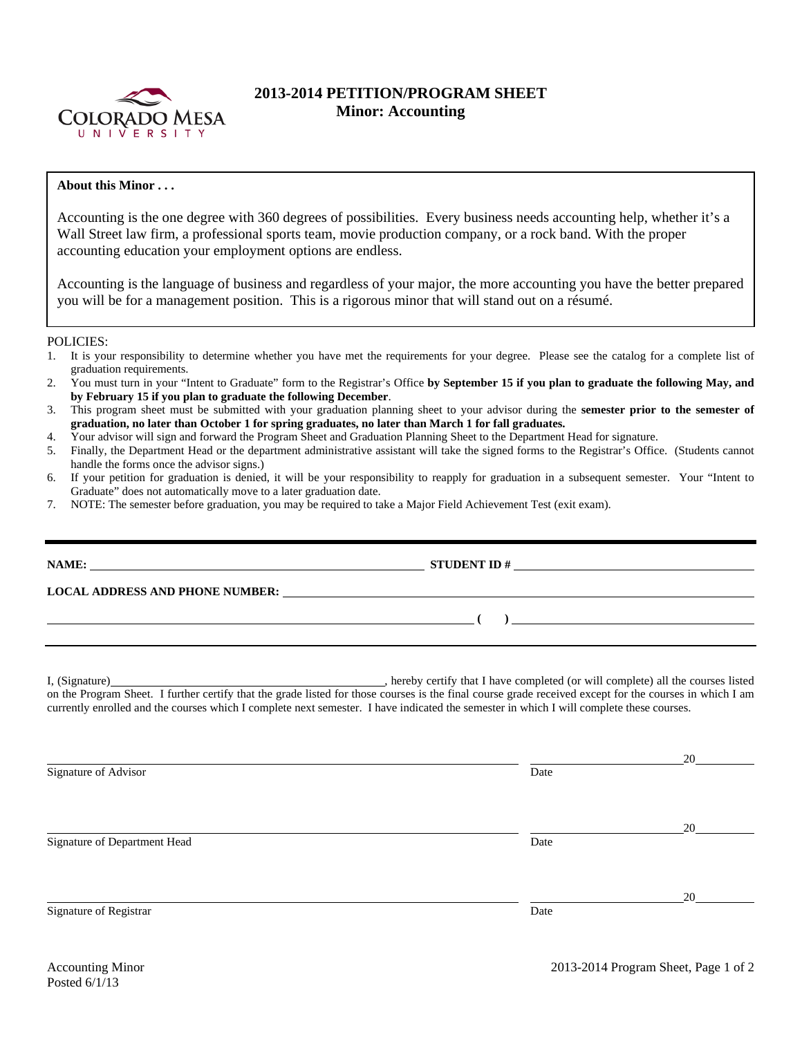# 2013-2014 PETITION/PROGRAM SHEET
## Minor: Accounting

**About this Minor . . .**

Accounting is the one degree with 360 degrees of possibilities. Every business needs accounting help, whether it's a Wall Street law firm, a professional sports team, movie production company, or a rock band. With the proper accounting education your employment options are endless.

Accounting is the language of business and regardless of your major, the more accounting you have the better prepared you will be for a management position. This is a rigorous minor that will stand out on a résumé.

POLICIES:

1. It is your responsibility to determine whether you have met the requirements for your degree. Please see the catalog for a complete list of graduation requirements.
2. You must turn in your "Intent to Graduate" form to the Registrar's Office **by September 15 if you plan to graduate the following May, and by February 15 if you plan to graduate the following December**.
3. This program sheet must be submitted with your graduation planning sheet to your advisor during the **semester prior to the semester of graduation, no later than October 1 for spring graduates, no later than March 1 for fall graduates.**
4. Your advisor will sign and forward the Program Sheet and Graduation Planning Sheet to the Department Head for signature.
5. Finally, the Department Head or the department administrative assistant will take the signed forms to the Registrar's Office. (Students cannot handle the forms once the advisor signs.)
6. If your petition for graduation is denied, it will be your responsibility to reapply for graduation in a subsequent semester. Your "Intent to Graduate" does not automatically move to a later graduation date.
7. NOTE: The semester before graduation, you may be required to take a Major Field Achievement Test (exit exam).

**NAME:** ______________________________ **STUDENT ID #** ______________________________

**LOCAL ADDRESS AND PHONE NUMBER:** ______________________________

______________________________ **( )** ______________________________

I, (Signature)______________________________, hereby certify that I have completed (or will complete) all the courses listed on the Program Sheet. I further certify that the grade listed for those courses is the final course grade received except for the courses in which I am currently enrolled and the courses which I complete next semester. I have indicated the semester in which I will complete these courses.

______________________________ ______________ 20______
Signature of Advisor Date

______________________________ ______________ 20______
Signature of Department Head Date

______________________________ ______________ 20______
Signature of Registrar Date

Accounting Minor
Posted 6/1/13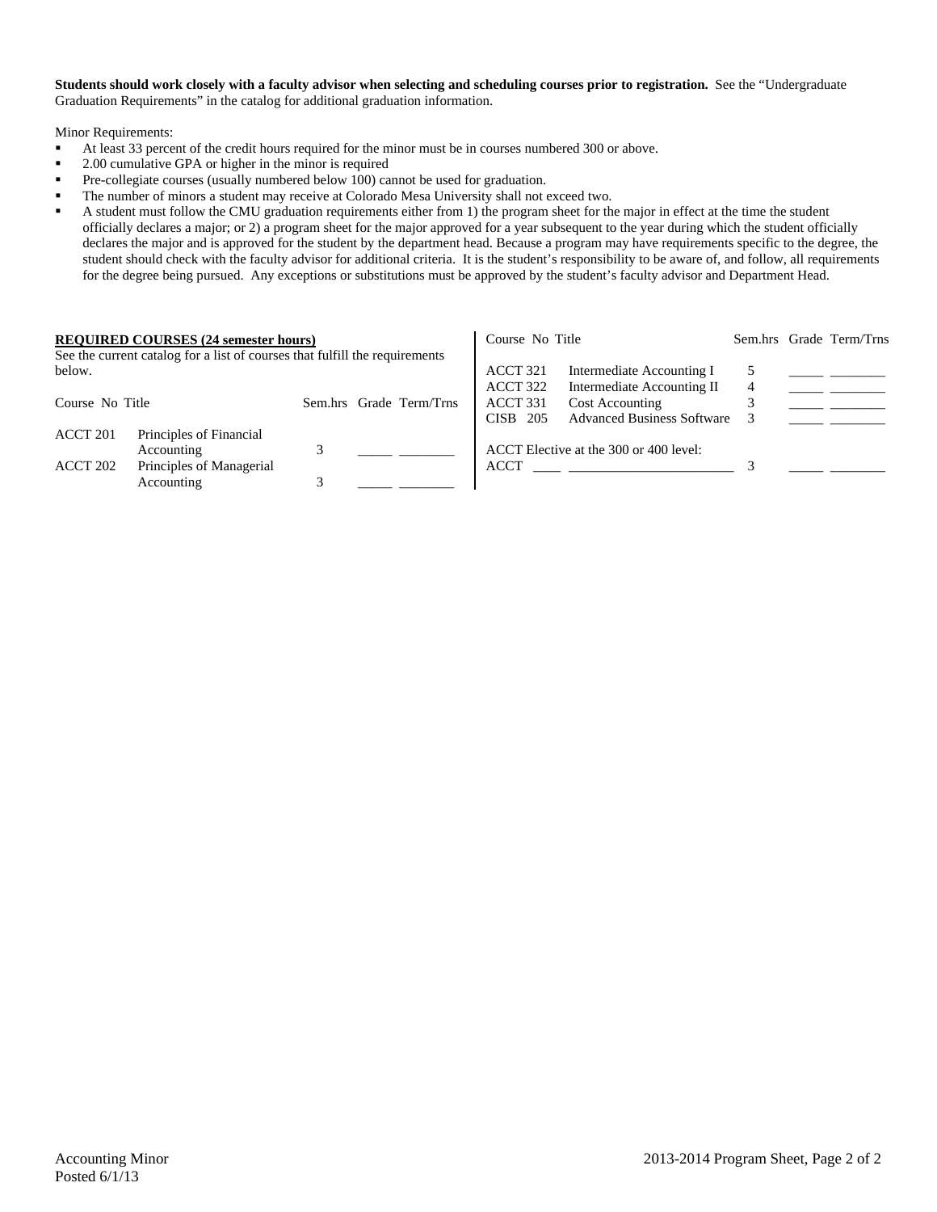**Students should work closely with a faculty advisor when selecting and scheduling courses prior to registration.** See the "Undergraduate Graduation Requirements" in the catalog for additional graduation information.

Minor Requirements:

- At least 33 percent of the credit hours required for the minor must be in courses numbered 300 or above.
- 2.00 cumulative GPA or higher in the minor is required
- Pre-collegiate courses (usually numbered below 100) cannot be used for graduation.
- The number of minors a student may receive at Colorado Mesa University shall not exceed two.
- A student must follow the CMU graduation requirements either from 1) the program sheet for the major in effect at the time the student officially declares a major; or 2) a program sheet for the major approved for a year subsequent to the year during which the student officially declares the major and is approved for the student by the department head. Because a program may have requirements specific to the degree, the student should check with the faculty advisor for additional criteria. It is the student's responsibility to be aware of, and follow, all requirements for the degree being pursued. Any exceptions or substitutions must be approved by the student's faculty advisor and Department Head.

**REQUIRED COURSES (24 semester hours)**

See the current catalog for a list of courses that fulfill the requirements below.

| Course No | Title | Sem.hrs | Grade | Term/Trns |
|---|---|---|---|---|
| ACCT 201 | Principles of Financial Accounting | 3 | _____ | ________ |
| ACCT 202 | Principles of Managerial Accounting | 3 | _____ | ________ |
| ACCT 321 | Intermediate Accounting I | 5 | _____ | ________ |
| ACCT 322 | Intermediate Accounting II | 4 | _____ | ________ |
| ACCT 331 | Cost Accounting | 3 | _____ | ________ |
| CISB 205 | Advanced Business Software | 3 | _____ | ________ |

ACCT Elective at the 300 or 400 level:

| Course No | Title | Sem.hrs | Grade | Term/Trns |
|---|---|---|---|---|
| ACCT ____ | ________________________ | 3 | _____ | ________ |

Accounting Minor
Posted 6/1/13